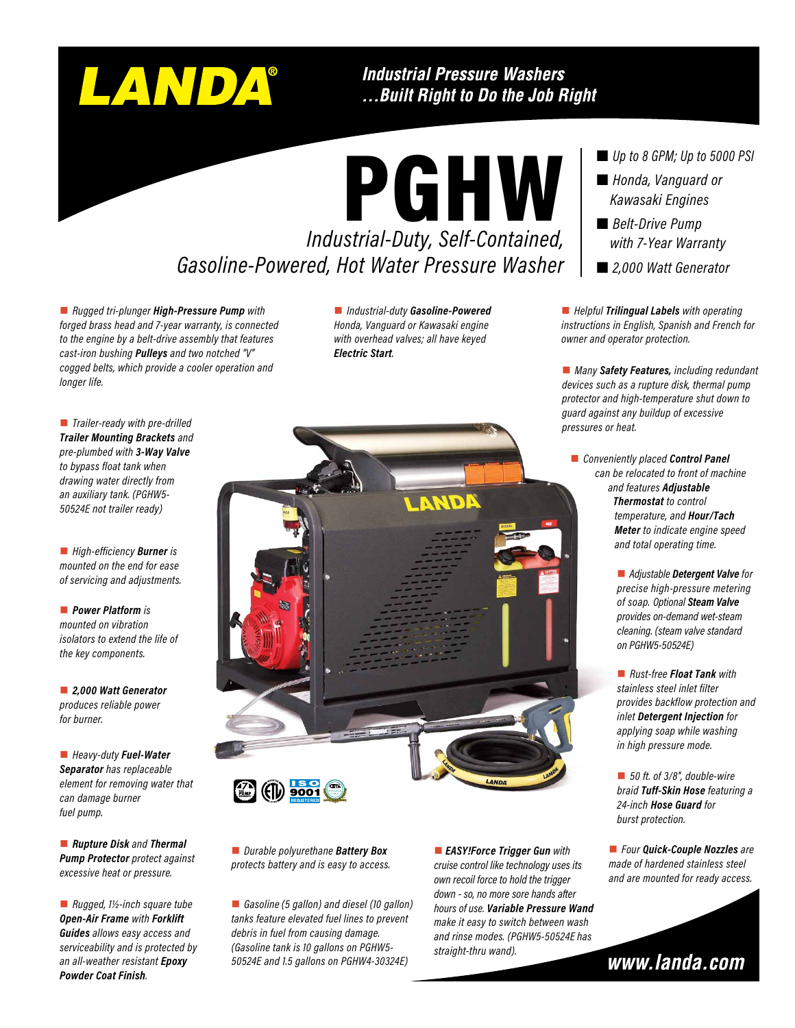# LANDA®

*Industrial Pressure Washers ...Built Right to Do the Job Right*

# PGHW

*Industrial-Duty, Self-Contained, Gasoline-Powered, Hot Water Pressure Washer*

- *Up to 8 GPM; Up to 5000 PSI*
- *Honda, Vanguard or Kawasaki Engines*
- *Belt-Drive Pump with 7-Year Warranty*
- *2,000 Watt Generator*

- *Rugged tri-plunger **High-Pressure Pump** with forged brass head and 7-year warranty, is connected to the engine by a belt-drive assembly that features cast-iron bushing **Pulleys** and two notched "V" cogged belts, which provide a cooler operation and longer life.*
- *Trailer-ready with pre-drilled **Trailer Mounting Brackets** and pre-plumbed with **3-Way Valve** to bypass float tank when drawing water directly from an auxiliary tank. (PGHW5-50524E not trailer ready)*
- *High-efficiency **Burner** is mounted on the end for ease of servicing and adjustments.*
- ***Power Platform** is mounted on vibration isolators to extend the life of the key components.*
- ***2,000 Watt Generator** produces reliable power for burner.*
- *Heavy-duty **Fuel-Water Separator** has replaceable element for removing water that can damage burner fuel pump.*
- ***Rupture Disk** and **Thermal Pump Protector** protect against excessive heat or pressure.*
- *Rugged, 1½-inch square tube **Open-Air Frame** with **Forklift Guides** allows easy access and serviceability and is protected by an all-weather resistant **Epoxy Powder Coat Finish**.*
- *Industrial-duty **Gasoline-Powered** Honda, Vanguard or Kawasaki engine with overhead valves; all have keyed **Electric Start**.*
- *Durable polyurethane **Battery Box** protects battery and is easy to access.*
- *Gasoline (5 gallon) and diesel (10 gallon) tanks feature elevated fuel lines to prevent debris in fuel from causing damage. (Gasoline tank is 10 gallons on PGHW5-50524E and 1.5 gallons on PGHW4-30324E)*
- ***EASY!Force Trigger Gun** with cruise control like technology uses its own recoil force to hold the trigger down - so, no more sore hands after hours of use. **Variable Pressure Wand** make it easy to switch between wash and rinse modes. (PGHW5-50524E has straight-thru wand).*
- *Helpful **Trilingual Labels** with operating instructions in English, Spanish and French for owner and operator protection.*
- *Many **Safety Features,** including redundant devices such as a rupture disk, thermal pump protector and high-temperature shut down to guard against any buildup of excessive pressures or heat.*
- *Conveniently placed **Control Panel** can be relocated to front of machine and features **Adjustable Thermostat** to control temperature, and **Hour/Tach Meter** to indicate engine speed and total operating time.*
- *Adjustable **Detergent Valve** for precise high-pressure metering of soap. Optional **Steam Valve** provides on-demand wet-steam cleaning. (steam valve standard on PGHW5-50524E)*
- *Rust-free **Float Tank** with stainless steel inlet filter provides backflow protection and inlet **Detergent Injection** for applying soap while washing in high pressure mode.*
- *50 ft. of 3/8", double-wire braid **Tuff-Skin Hose** featuring a 24-inch **Hose Guard** for burst protection.*
- *Four **Quick-Couple Nozzles** are made of hardened stainless steel and are mounted for ready access.*

**www.landa.com**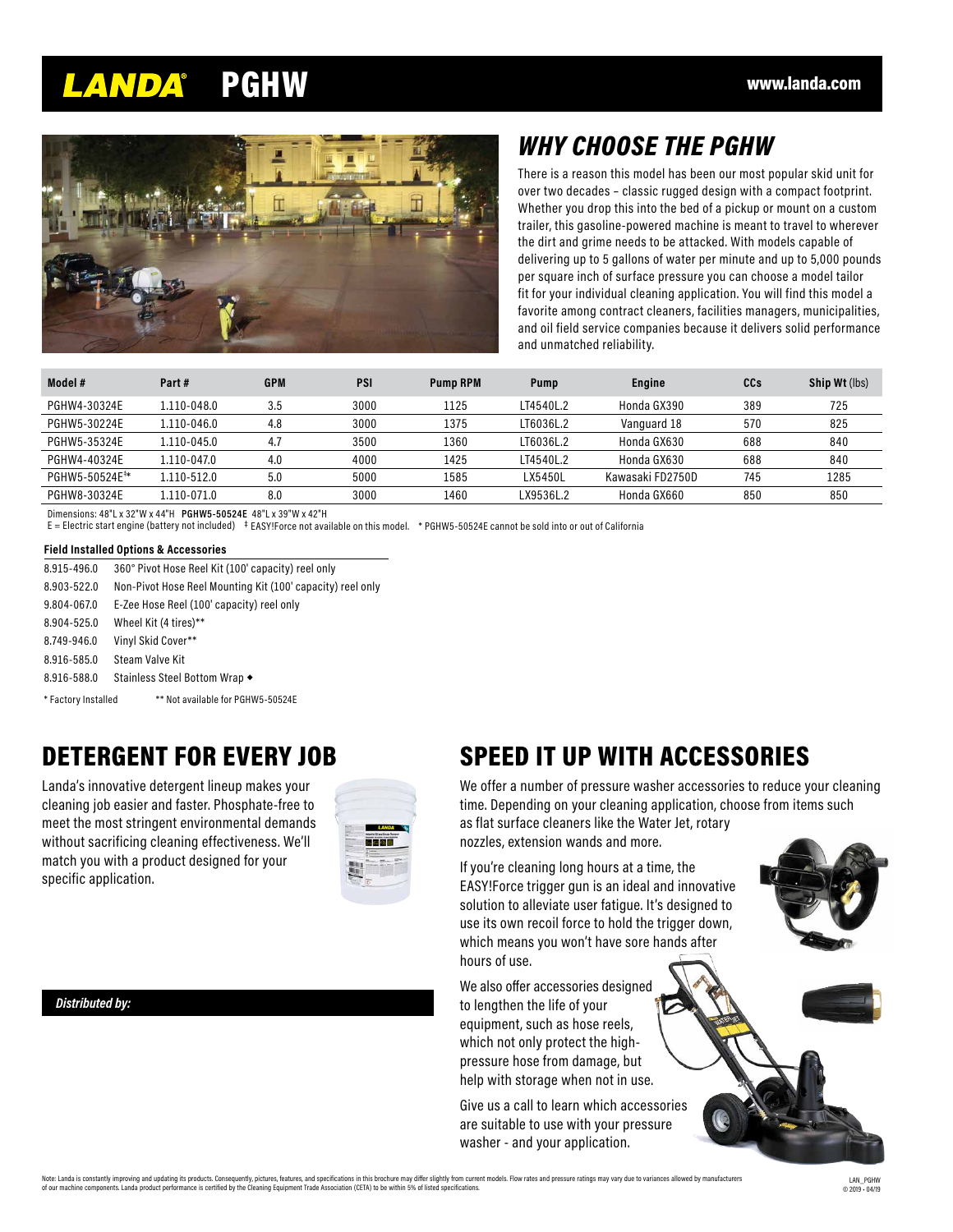# LANDA® PGHW

www.landa.com

## WHY CHOOSE THE PGHW

There is a reason this model has been our most popular skid unit for over two decades – classic rugged design with a compact footprint. Whether you drop this into the bed of a pickup or mount on a custom trailer, this gasoline-powered machine is meant to travel to wherever the dirt and grime needs to be attacked. With models capable of delivering up to 5 gallons of water per minute and up to 5,000 pounds per square inch of surface pressure you can choose a model tailor fit for your individual cleaning application. You will find this model a favorite among contract cleaners, facilities managers, municipalities, and oil field service companies because it delivers solid performance and unmatched reliability.

| Model # | Part # | GPM | PSI | Pump RPM | Pump | Engine | CCs | Ship Wt (lbs) |
|---|---|---|---|---|---|---|---|---|
| PGHW4-30324E | 1.110-048.0 | 3.5 | 3000 | 1125 | LT4540L.2 | Honda GX390 | 389 | 725 |
| PGHW5-30224E | 1.110-046.0 | 4.8 | 3000 | 1375 | LT6036L.2 | Vanguard 18 | 570 | 825 |
| PGHW5-35324E | 1.110-045.0 | 4.7 | 3500 | 1360 | LT6036L.2 | Honda GX630 | 688 | 840 |
| PGHW4-40324E | 1.110-047.0 | 4.0 | 4000 | 1425 | LT4540L.2 | Honda GX630 | 688 | 840 |
| PGHW5-50524E‡* | 1.110-512.0 | 5.0 | 5000 | 1585 | LX5450L | Kawasaki FD2750D | 745 | 1285 |
| PGHW8-30324E | 1.110-071.0 | 8.0 | 3000 | 1460 | LX9536L.2 | Honda GX660 | 850 | 850 |

Dimensions: 48"L x 32"W x 44"H **PGHW5-50524E** 48"L x 39"W x 42"H

E = Electric start engine (battery not included) ‡ EASY!Force not available on this model. * PGHW5-50524E cannot be sold into or out of California

**Field Installed Options & Accessories**

| | |
|---|---|
| 8.915-496.0 | 360° Pivot Hose Reel Kit (100' capacity) reel only |
| 8.903-522.0 | Non-Pivot Hose Reel Mounting Kit (100' capacity) reel only |
| 9.804-067.0 | E-Zee Hose Reel (100' capacity) reel only |
| 8.904-525.0 | Wheel Kit (4 tires)** |
| 8.749-946.0 | Vinyl Skid Cover** |
| 8.916-585.0 | Steam Valve Kit |
| 8.916-588.0 | Stainless Steel Bottom Wrap ◆ |

* Factory Installed ** Not available for PGHW5-50524E

## DETERGENT FOR EVERY JOB

Landa's innovative detergent lineup makes your cleaning job easier and faster. Phosphate-free to meet the most stringent environmental demands without sacrificing cleaning effectiveness. We'll match you with a product designed for your specific application.

***Distributed by:***

## SPEED IT UP WITH ACCESSORIES

We offer a number of pressure washer accessories to reduce your cleaning time. Depending on your cleaning application, choose from items such as flat surface cleaners like the Water Jet, rotary nozzles, extension wands and more.

If you're cleaning long hours at a time, the EASY!Force trigger gun is an ideal and innovative solution to alleviate user fatigue. It's designed to use its own recoil force to hold the trigger down, which means you won't have sore hands after hours of use.

We also offer accessories designed to lengthen the life of your equipment, such as hose reels, which not only protect the high-pressure hose from damage, but help with storage when not in use.

Give us a call to learn which accessories are suitable to use with your pressure washer - and your application.

Note: Landa is constantly improving and updating its products. Consequently, pictures, features, and specifications in this brochure may differ slightly from current models. Flow rates and pressure ratings may vary due to variances allowed by manufacturers of our machine components. Landa product performance is certified by the Cleaning Equipment Trade Association (CETA) to be within 5% of listed specifications.

LAN_PGHW
© 2019 • 04/19